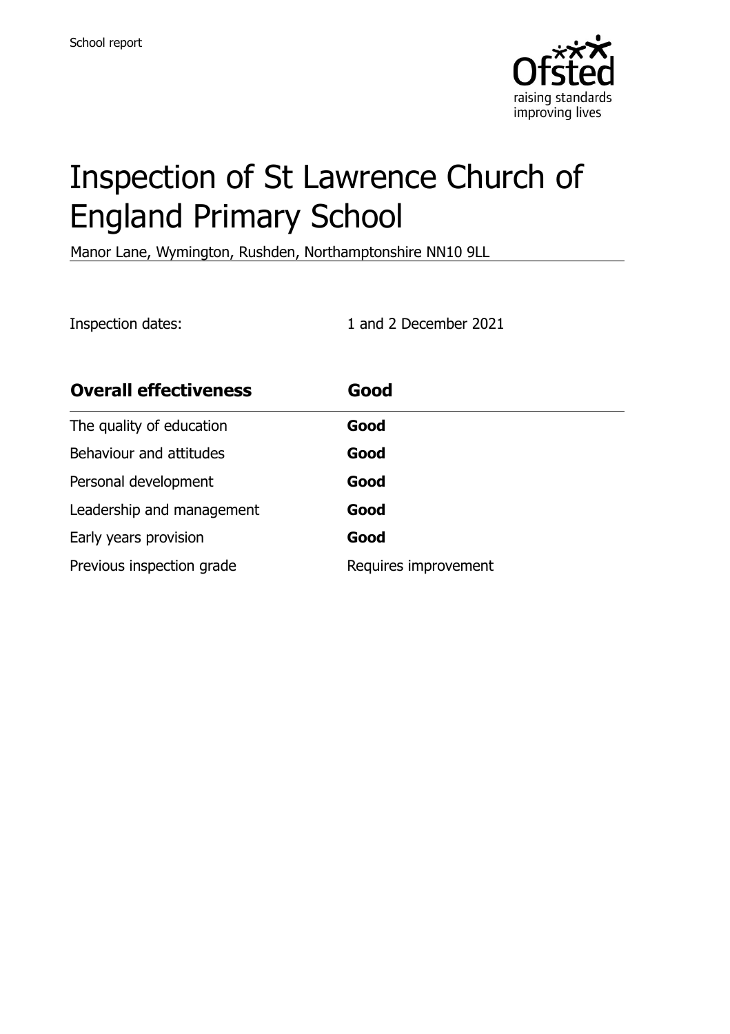School report

# Inspection of St Lawrence Church of England Primary School

Manor Lane, Wymington, Rushden, Northamptonshire NN10 9LL

Inspection dates: 1 and 2 December 2021

| **Overall effectiveness** | **Good** |
|---|---|
| The quality of education | **Good** |
| Behaviour and attitudes | **Good** |
| Personal development | **Good** |
| Leadership and management | **Good** |
| Early years provision | **Good** |
| Previous inspection grade | Requires improvement |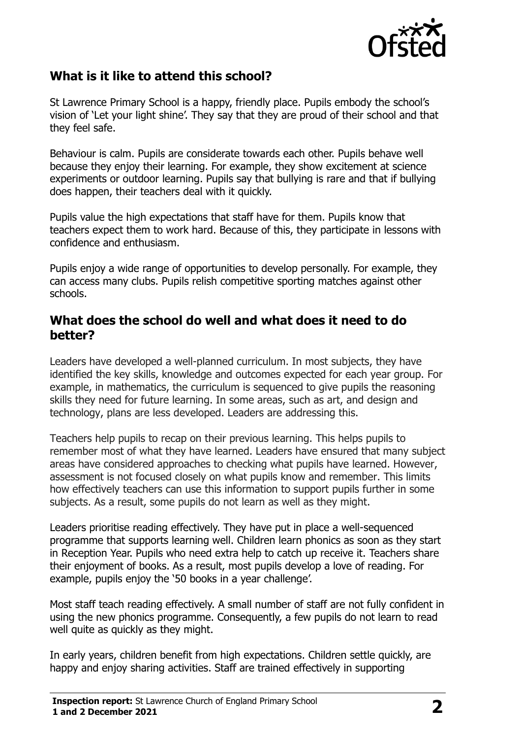## What is it like to attend this school?

St Lawrence Primary School is a happy, friendly place. Pupils embody the school's vision of 'Let your light shine'. They say that they are proud of their school and that they feel safe.

Behaviour is calm. Pupils are considerate towards each other. Pupils behave well because they enjoy their learning. For example, they show excitement at science experiments or outdoor learning. Pupils say that bullying is rare and that if bullying does happen, their teachers deal with it quickly.

Pupils value the high expectations that staff have for them. Pupils know that teachers expect them to work hard. Because of this, they participate in lessons with confidence and enthusiasm.

Pupils enjoy a wide range of opportunities to develop personally. For example, they can access many clubs. Pupils relish competitive sporting matches against other schools.

## What does the school do well and what does it need to do better?

Leaders have developed a well-planned curriculum. In most subjects, they have identified the key skills, knowledge and outcomes expected for each year group. For example, in mathematics, the curriculum is sequenced to give pupils the reasoning skills they need for future learning. In some areas, such as art, and design and technology, plans are less developed. Leaders are addressing this.

Teachers help pupils to recap on their previous learning. This helps pupils to remember most of what they have learned. Leaders have ensured that many subject areas have considered approaches to checking what pupils have learned. However, assessment is not focused closely on what pupils know and remember. This limits how effectively teachers can use this information to support pupils further in some subjects. As a result, some pupils do not learn as well as they might.

Leaders prioritise reading effectively. They have put in place a well-sequenced programme that supports learning well. Children learn phonics as soon as they start in Reception Year. Pupils who need extra help to catch up receive it. Teachers share their enjoyment of books. As a result, most pupils develop a love of reading. For example, pupils enjoy the '50 books in a year challenge'.

Most staff teach reading effectively. A small number of staff are not fully confident in using the new phonics programme. Consequently, a few pupils do not learn to read well quite as quickly as they might.

In early years, children benefit from high expectations. Children settle quickly, are happy and enjoy sharing activities. Staff are trained effectively in supporting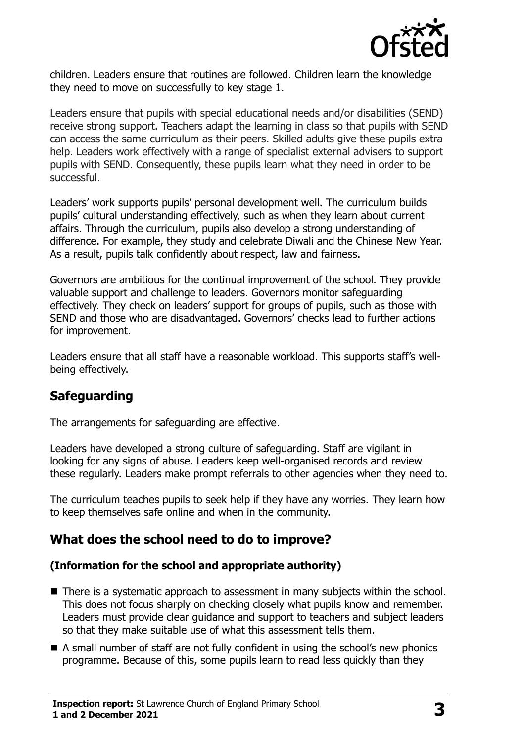children. Leaders ensure that routines are followed. Children learn the knowledge they need to move on successfully to key stage 1.

Leaders ensure that pupils with special educational needs and/or disabilities (SEND) receive strong support. Teachers adapt the learning in class so that pupils with SEND can access the same curriculum as their peers. Skilled adults give these pupils extra help. Leaders work effectively with a range of specialist external advisers to support pupils with SEND. Consequently, these pupils learn what they need in order to be successful.

Leaders' work supports pupils' personal development well. The curriculum builds pupils' cultural understanding effectively, such as when they learn about current affairs. Through the curriculum, pupils also develop a strong understanding of difference. For example, they study and celebrate Diwali and the Chinese New Year. As a result, pupils talk confidently about respect, law and fairness.

Governors are ambitious for the continual improvement of the school. They provide valuable support and challenge to leaders. Governors monitor safeguarding effectively. They check on leaders' support for groups of pupils, such as those with SEND and those who are disadvantaged. Governors' checks lead to further actions for improvement.

Leaders ensure that all staff have a reasonable workload. This supports staff's well-being effectively.

## Safeguarding

The arrangements for safeguarding are effective.

Leaders have developed a strong culture of safeguarding. Staff are vigilant in looking for any signs of abuse. Leaders keep well-organised records and review these regularly. Leaders make prompt referrals to other agencies when they need to.

The curriculum teaches pupils to seek help if they have any worries. They learn how to keep themselves safe online and when in the community.

## What does the school need to do to improve?

### (Information for the school and appropriate authority)

- There is a systematic approach to assessment in many subjects within the school. This does not focus sharply on checking closely what pupils know and remember. Leaders must provide clear guidance and support to teachers and subject leaders so that they make suitable use of what this assessment tells them.
- A small number of staff are not fully confident in using the school's new phonics programme. Because of this, some pupils learn to read less quickly than they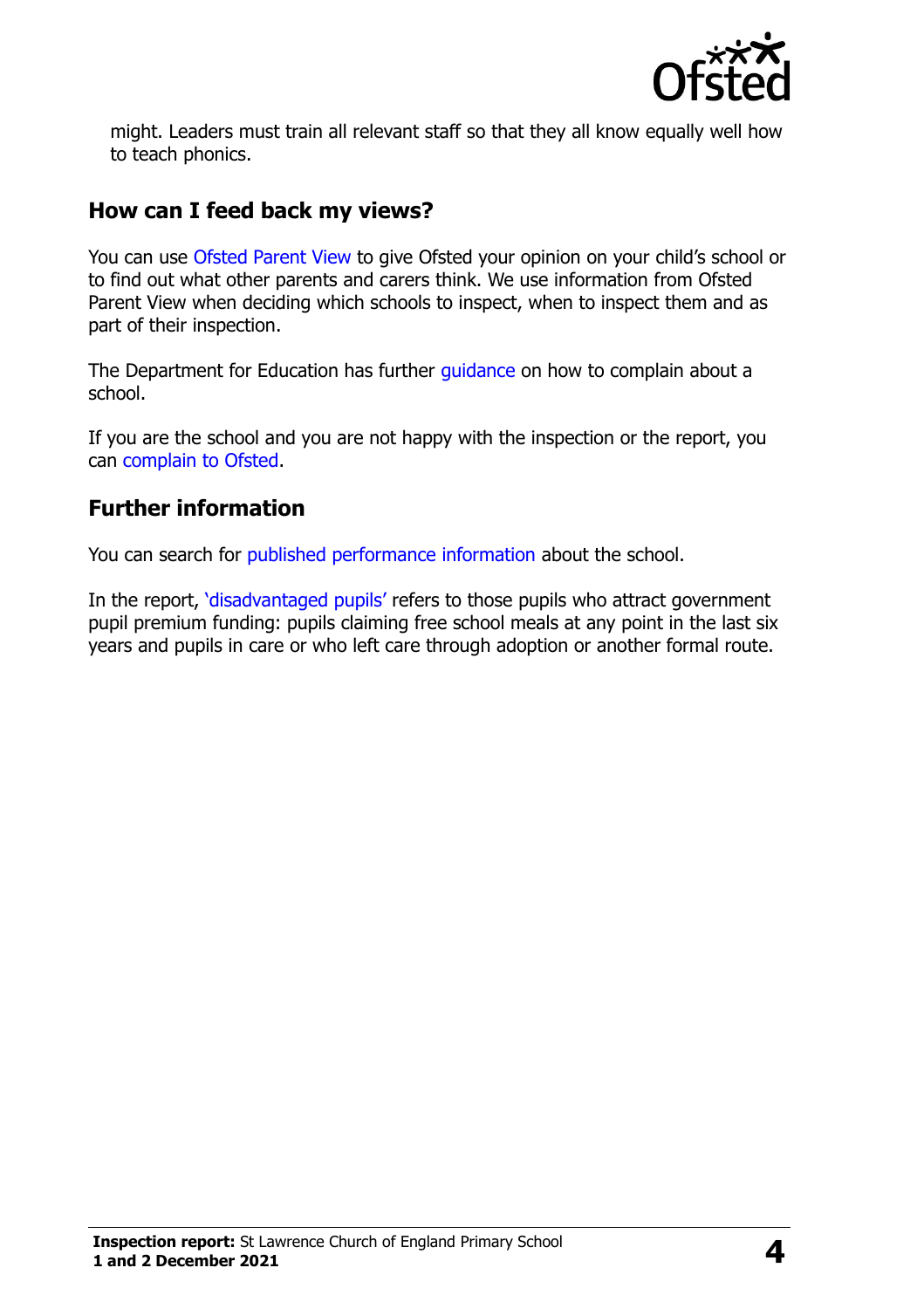might. Leaders must train all relevant staff so that they all know equally well how to teach phonics.

## How can I feed back my views?

You can use Ofsted Parent View to give Ofsted your opinion on your child's school or to find out what other parents and carers think. We use information from Ofsted Parent View when deciding which schools to inspect, when to inspect them and as part of their inspection.

The Department for Education has further guidance on how to complain about a school.

If you are the school and you are not happy with the inspection or the report, you can complain to Ofsted.

## Further information

You can search for published performance information about the school.

In the report, 'disadvantaged pupils' refers to those pupils who attract government pupil premium funding: pupils claiming free school meals at any point in the last six years and pupils in care or who left care through adoption or another formal route.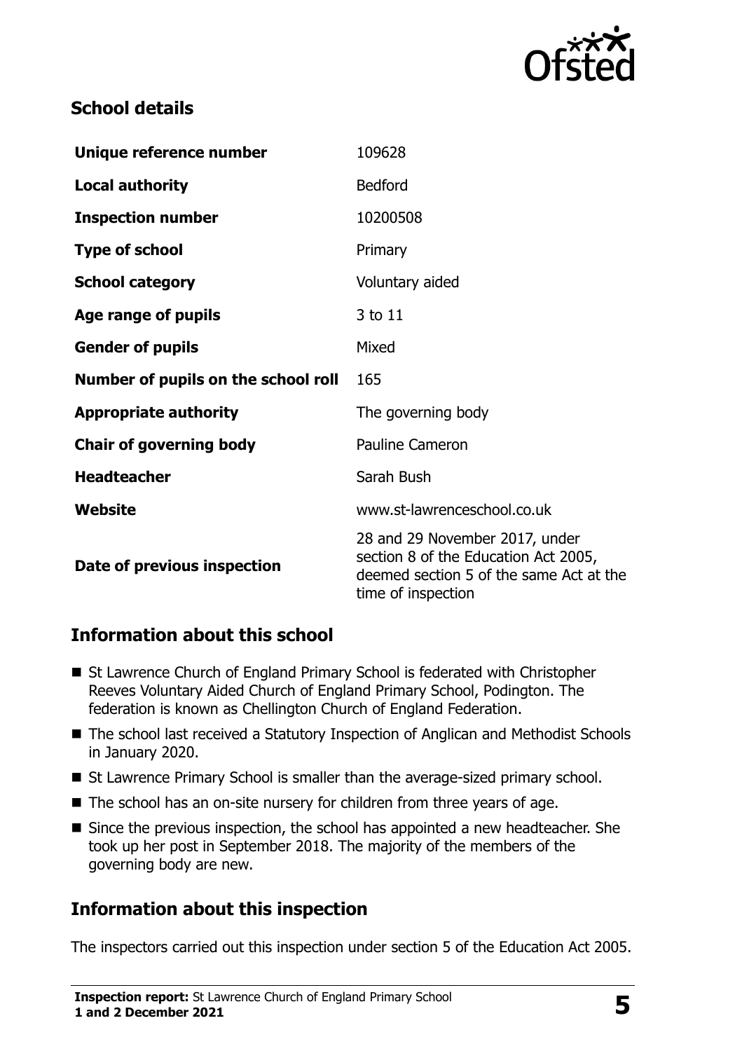## School details

| | |
|---|---|
| **Unique reference number** | 109628 |
| **Local authority** | Bedford |
| **Inspection number** | 10200508 |
| **Type of school** | Primary |
| **School category** | Voluntary aided |
| **Age range of pupils** | 3 to 11 |
| **Gender of pupils** | Mixed |
| **Number of pupils on the school roll** | 165 |
| **Appropriate authority** | The governing body |
| **Chair of governing body** | Pauline Cameron |
| **Headteacher** | Sarah Bush |
| **Website** | www.st-lawrenceschool.co.uk |
| **Date of previous inspection** | 28 and 29 November 2017, under section 8 of the Education Act 2005, deemed section 5 of the same Act at the time of inspection |

## Information about this school

- St Lawrence Church of England Primary School is federated with Christopher Reeves Voluntary Aided Church of England Primary School, Podington. The federation is known as Chellington Church of England Federation.
- The school last received a Statutory Inspection of Anglican and Methodist Schools in January 2020.
- St Lawrence Primary School is smaller than the average-sized primary school.
- The school has an on-site nursery for children from three years of age.
- Since the previous inspection, the school has appointed a new headteacher. She took up her post in September 2018. The majority of the members of the governing body are new.

## Information about this inspection

The inspectors carried out this inspection under section 5 of the Education Act 2005.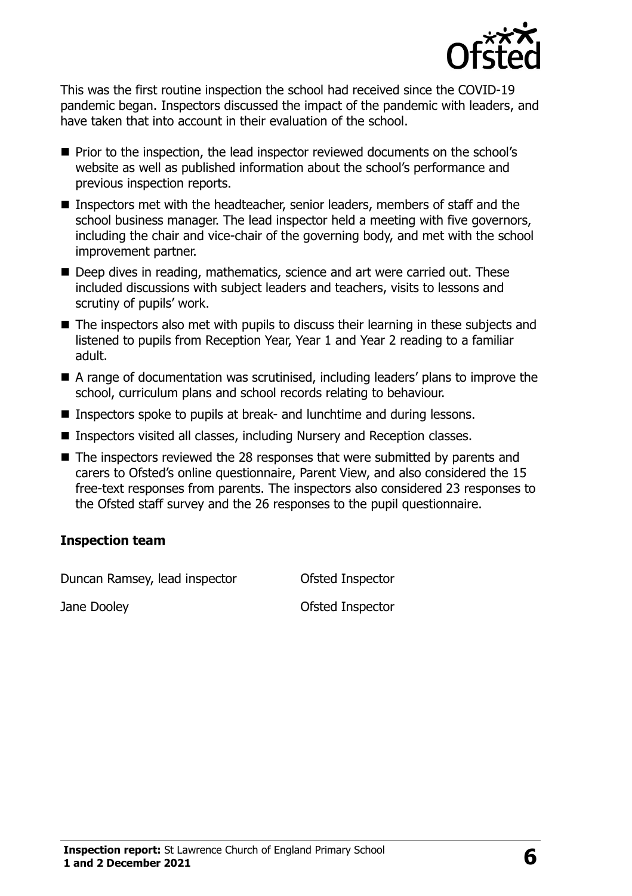This was the first routine inspection the school had received since the COVID-19 pandemic began. Inspectors discussed the impact of the pandemic with leaders, and have taken that into account in their evaluation of the school.

- Prior to the inspection, the lead inspector reviewed documents on the school's website as well as published information about the school's performance and previous inspection reports.
- Inspectors met with the headteacher, senior leaders, members of staff and the school business manager. The lead inspector held a meeting with five governors, including the chair and vice-chair of the governing body, and met with the school improvement partner.
- Deep dives in reading, mathematics, science and art were carried out. These included discussions with subject leaders and teachers, visits to lessons and scrutiny of pupils' work.
- The inspectors also met with pupils to discuss their learning in these subjects and listened to pupils from Reception Year, Year 1 and Year 2 reading to a familiar adult.
- A range of documentation was scrutinised, including leaders' plans to improve the school, curriculum plans and school records relating to behaviour.
- Inspectors spoke to pupils at break- and lunchtime and during lessons.
- Inspectors visited all classes, including Nursery and Reception classes.
- The inspectors reviewed the 28 responses that were submitted by parents and carers to Ofsted's online questionnaire, Parent View, and also considered the 15 free-text responses from parents. The inspectors also considered 23 responses to the Ofsted staff survey and the 26 responses to the pupil questionnaire.

### Inspection team

| | |
|---|---|
| Duncan Ramsey, lead inspector | Ofsted Inspector |
| Jane Dooley | Ofsted Inspector |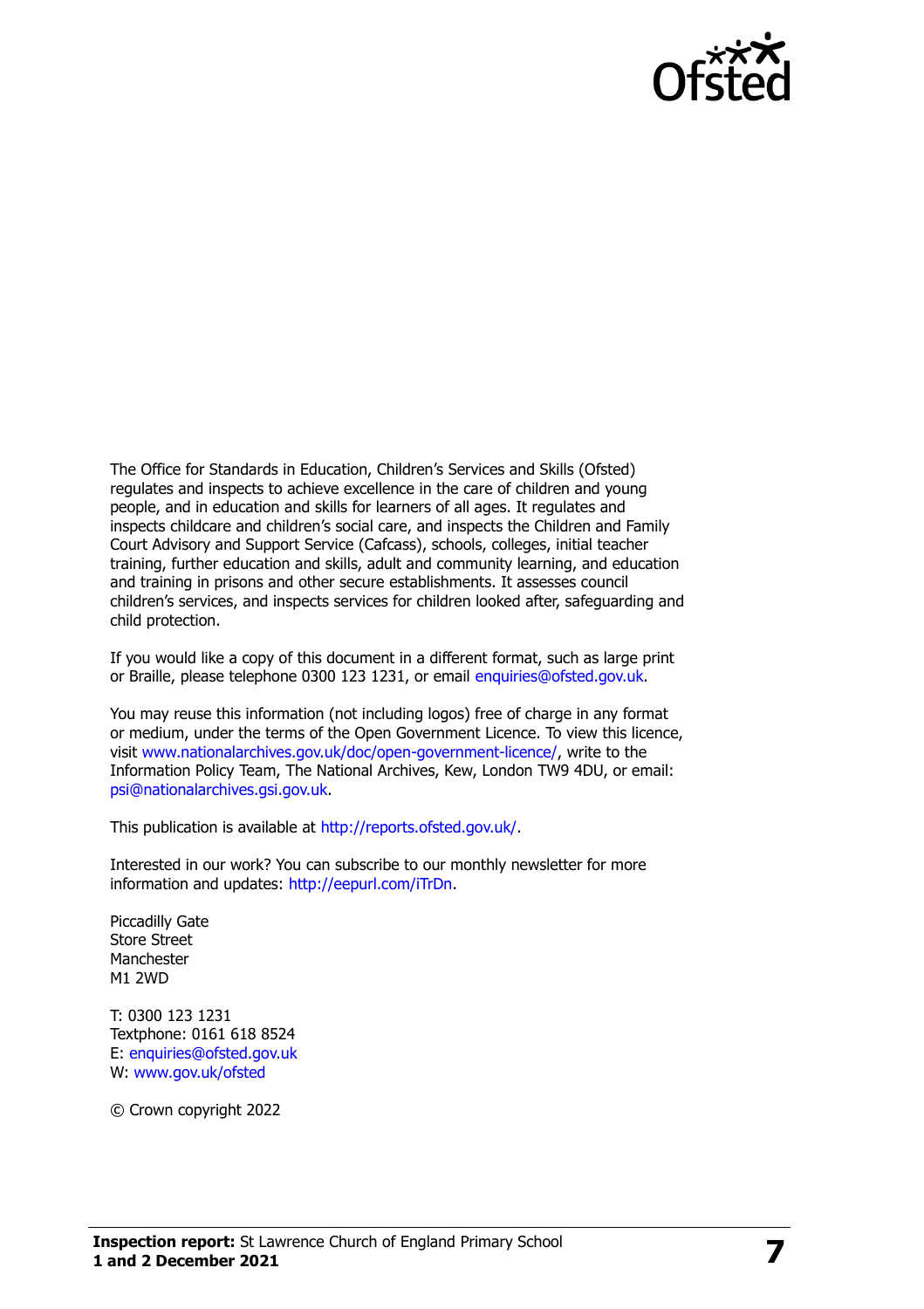The Office for Standards in Education, Children's Services and Skills (Ofsted) regulates and inspects to achieve excellence in the care of children and young people, and in education and skills for learners of all ages. It regulates and inspects childcare and children's social care, and inspects the Children and Family Court Advisory and Support Service (Cafcass), schools, colleges, initial teacher training, further education and skills, adult and community learning, and education and training in prisons and other secure establishments. It assesses council children's services, and inspects services for children looked after, safeguarding and child protection.

If you would like a copy of this document in a different format, such as large print or Braille, please telephone 0300 123 1231, or email enquiries@ofsted.gov.uk.

You may reuse this information (not including logos) free of charge in any format or medium, under the terms of the Open Government Licence. To view this licence, visit www.nationalarchives.gov.uk/doc/open-government-licence/, write to the Information Policy Team, The National Archives, Kew, London TW9 4DU, or email: psi@nationalarchives.gsi.gov.uk.

This publication is available at http://reports.ofsted.gov.uk/.

Interested in our work? You can subscribe to our monthly newsletter for more information and updates: http://eepurl.com/iTrDn.

Piccadilly Gate
Store Street
Manchester
M1 2WD

T: 0300 123 1231
Textphone: 0161 618 8524
E: enquiries@ofsted.gov.uk
W: www.gov.uk/ofsted

© Crown copyright 2022